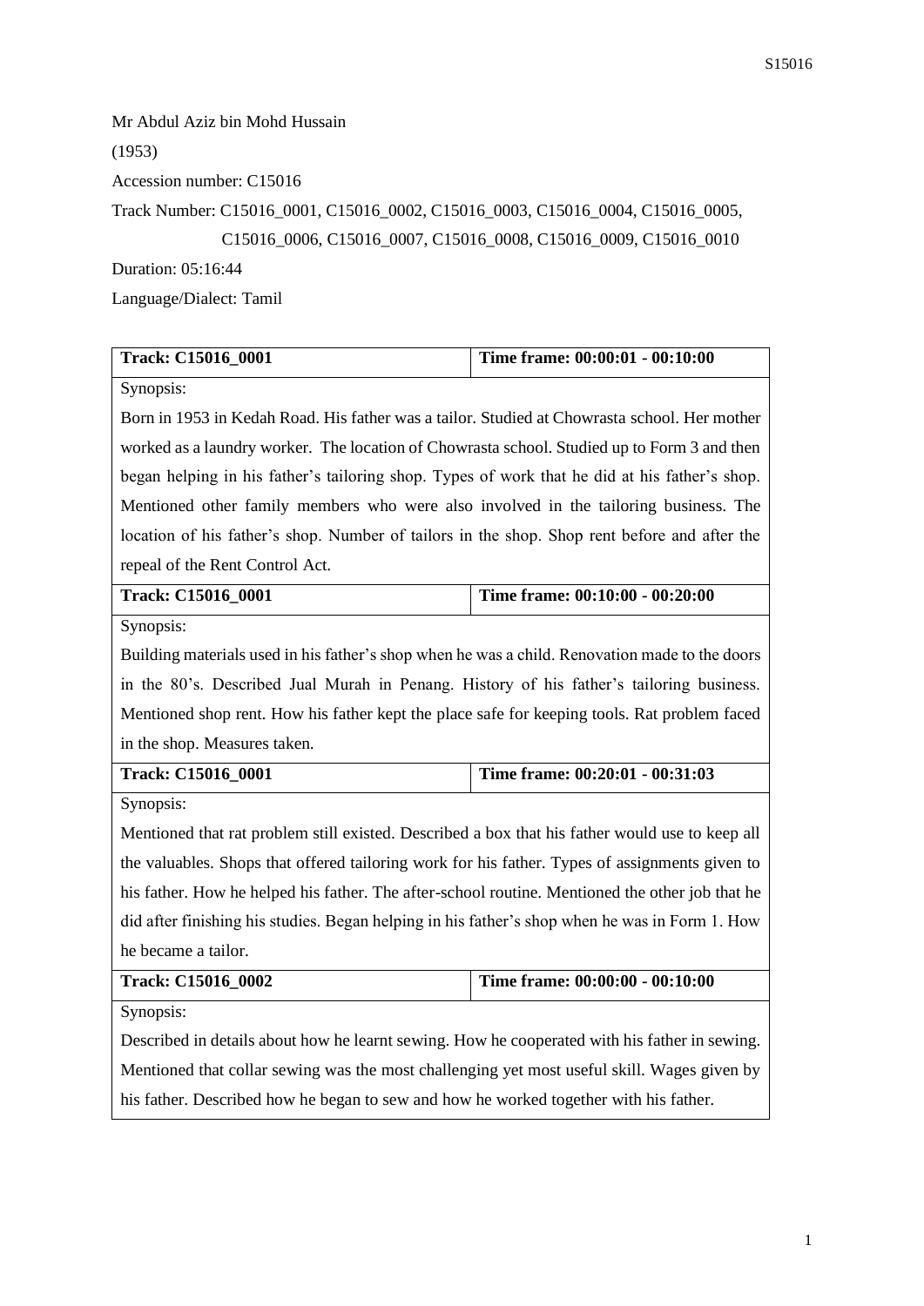Mr Abdul Aziz bin Mohd Hussain

(1953)

Accession number: C15016

Track Number: C15016_0001, C15016_0002, C15016_0003, C15016_0004, C15016_0005, C15016_0006, C15016_0007, C15016_0008, C15016_0009, C15016_0010

Duration: 05:16:44

Language/Dialect: Tamil

| Track: C15016_0001 | Time frame: 00:00:01 - 00:10:00 |
| --- | --- |
| Synopsis: Born in 1953 in Kedah Road. His father was a tailor. Studied at Chowrasta school. Her mother worked as a laundry worker. The location of Chowrasta school. Studied up to Form 3 and then began helping in his father's tailoring shop. Types of work that he did at his father's shop. Mentioned other family members who were also involved in the tailoring business. The location of his father's shop. Number of tailors in the shop. Shop rent before and after the repeal of the Rent Control Act. | |
| **Track: C15016_0001** | **Time frame: 00:10:00 - 00:20:00** |
| Synopsis: Building materials used in his father's shop when he was a child. Renovation made to the doors in the 80's. Described Jual Murah in Penang. History of his father's tailoring business. Mentioned shop rent. How his father kept the place safe for keeping tools. Rat problem faced in the shop. Measures taken. | |
| **Track: C15016_0001** | **Time frame: 00:20:01 - 00:31:03** |
| Synopsis: Mentioned that rat problem still existed. Described a box that his father would use to keep all the valuables. Shops that offered tailoring work for his father. Types of assignments given to his father. How he helped his father. The after-school routine. Mentioned the other job that he did after finishing his studies. Began helping in his father's shop when he was in Form 1. How he became a tailor. | |
| **Track: C15016_0002** | **Time frame: 00:00:00 - 00:10:00** |
| Synopsis: Described in details about how he learnt sewing. How he cooperated with his father in sewing. Mentioned that collar sewing was the most challenging yet most useful skill. Wages given by his father. Described how he began to sew and how he worked together with his father. | |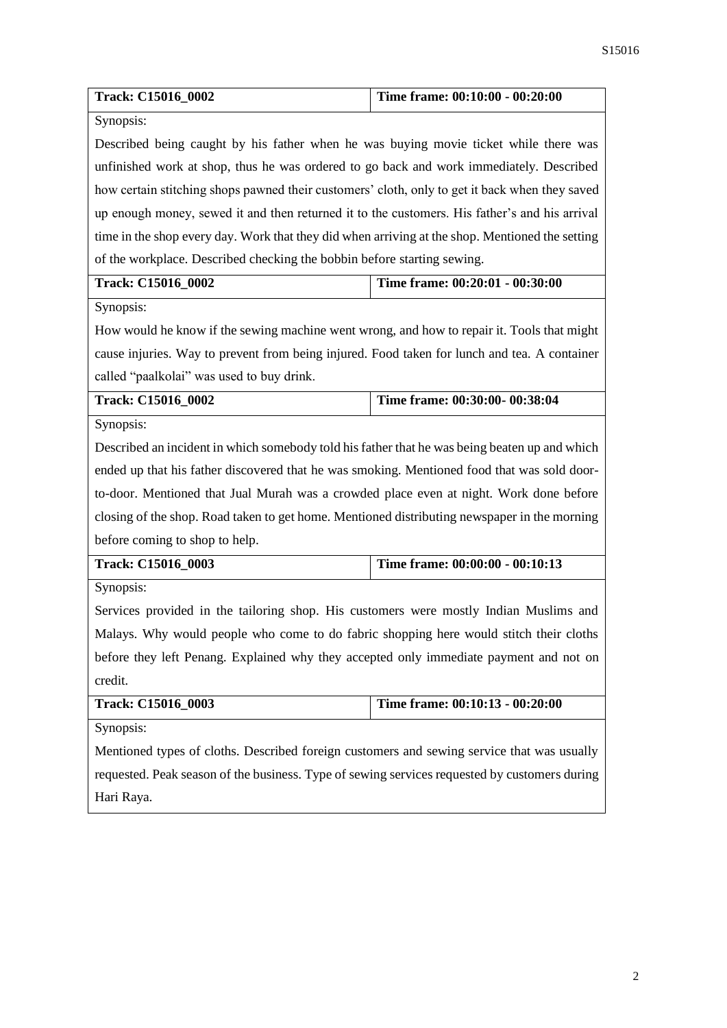| Track: C15016_0002 | Time frame: 00:10:00 - 00:20:00 |
| --- | --- |
| Synopsis:<br>Described being caught by his father when he was buying movie ticket while there was unfinished work at shop, thus he was ordered to go back and work immediately. Described how certain stitching shops pawned their customers' cloth, only to get it back when they saved up enough money, sewed it and then returned it to the customers. His father's and his arrival time in the shop every day. Work that they did when arriving at the shop. Mentioned the setting of the workplace. Described checking the bobbin before starting sewing. | |
| **Track: C15016_0002** | **Time frame: 00:20:01 - 00:30:00** |
| Synopsis:<br>How would he know if the sewing machine went wrong, and how to repair it. Tools that might cause injuries. Way to prevent from being injured. Food taken for lunch and tea. A container called "paalkolai" was used to buy drink. | |
| **Track: C15016_0002** | **Time frame: 00:30:00- 00:38:04** |
| Synopsis:<br>Described an incident in which somebody told his father that he was being beaten up and which ended up that his father discovered that he was smoking. Mentioned food that was sold door-to-door. Mentioned that Jual Murah was a crowded place even at night. Work done before closing of the shop. Road taken to get home. Mentioned distributing newspaper in the morning before coming to shop to help. | |
| **Track: C15016_0003** | **Time frame: 00:00:00 - 00:10:13** |
| Synopsis:<br>Services provided in the tailoring shop. His customers were mostly Indian Muslims and Malays. Why would people who come to do fabric shopping here would stitch their cloths before they left Penang. Explained why they accepted only immediate payment and not on credit. | |
| **Track: C15016_0003** | **Time frame: 00:10:13 - 00:20:00** |
| Synopsis:<br>Mentioned types of cloths. Described foreign customers and sewing service that was usually requested. Peak season of the business. Type of sewing services requested by customers during Hari Raya. | |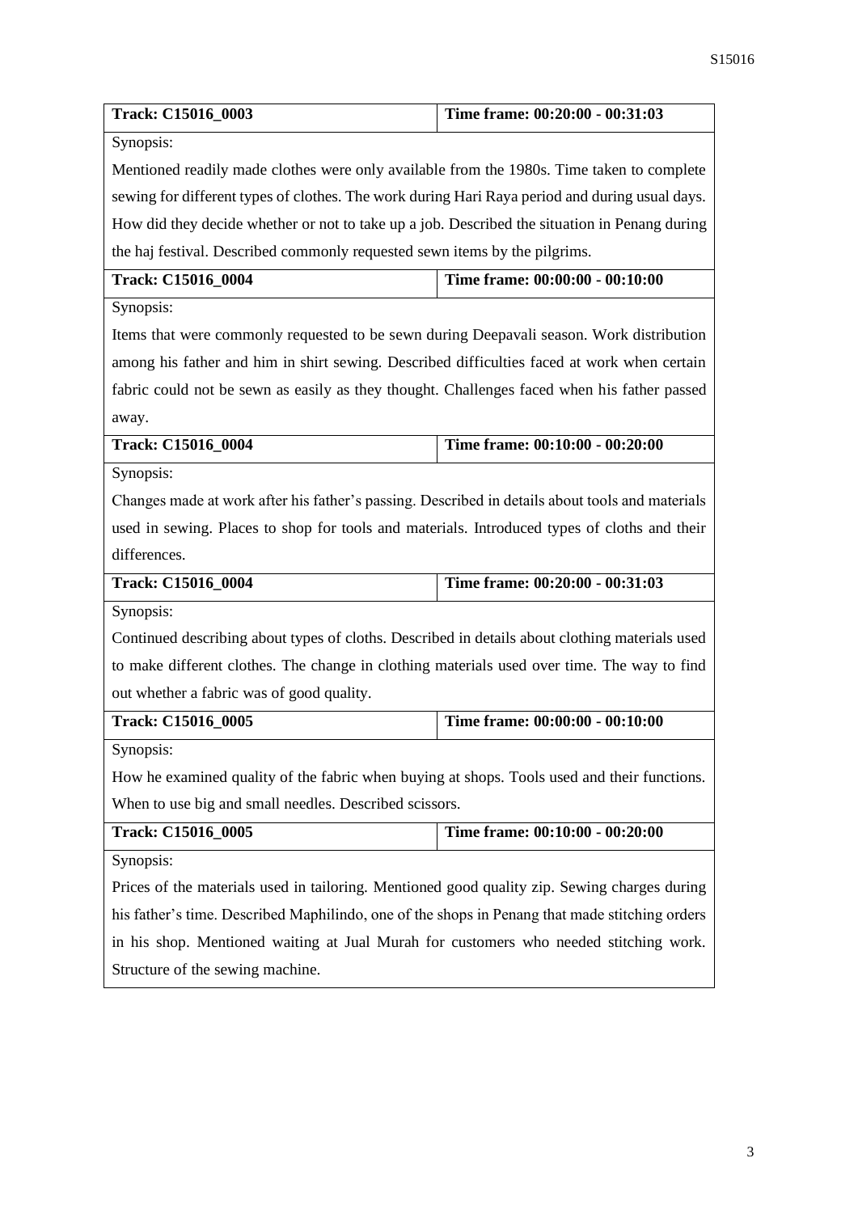| **Track: C15016_0003** | **Time frame: 00:20:00 - 00:31:03** |
|---|---|
| Synopsis: | |
| Mentioned readily made clothes were only available from the 1980s. Time taken to complete sewing for different types of clothes. The work during Hari Raya period and during usual days. How did they decide whether or not to take up a job. Described the situation in Penang during the haj festival. Described commonly requested sewn items by the pilgrims. | |
| **Track: C15016_0004** | **Time frame: 00:00:00 - 00:10:00** |
| Synopsis: | |
| Items that were commonly requested to be sewn during Deepavali season. Work distribution among his father and him in shirt sewing. Described difficulties faced at work when certain fabric could not be sewn as easily as they thought. Challenges faced when his father passed away. | |
| **Track: C15016_0004** | **Time frame: 00:10:00 - 00:20:00** |
| Synopsis: | |
| Changes made at work after his father's passing. Described in details about tools and materials used in sewing. Places to shop for tools and materials. Introduced types of cloths and their differences. | |
| **Track: C15016_0004** | **Time frame: 00:20:00 - 00:31:03** |
| Synopsis: | |
| Continued describing about types of cloths. Described in details about clothing materials used to make different clothes. The change in clothing materials used over time. The way to find out whether a fabric was of good quality. | |
| **Track: C15016_0005** | **Time frame: 00:00:00 - 00:10:00** |
| Synopsis: | |
| How he examined quality of the fabric when buying at shops. Tools used and their functions. When to use big and small needles. Described scissors. | |
| **Track: C15016_0005** | **Time frame: 00:10:00 - 00:20:00** |
| Synopsis: | |
| Prices of the materials used in tailoring. Mentioned good quality zip. Sewing charges during his father's time. Described Maphilindo, one of the shops in Penang that made stitching orders in his shop. Mentioned waiting at Jual Murah for customers who needed stitching work. Structure of the sewing machine. | |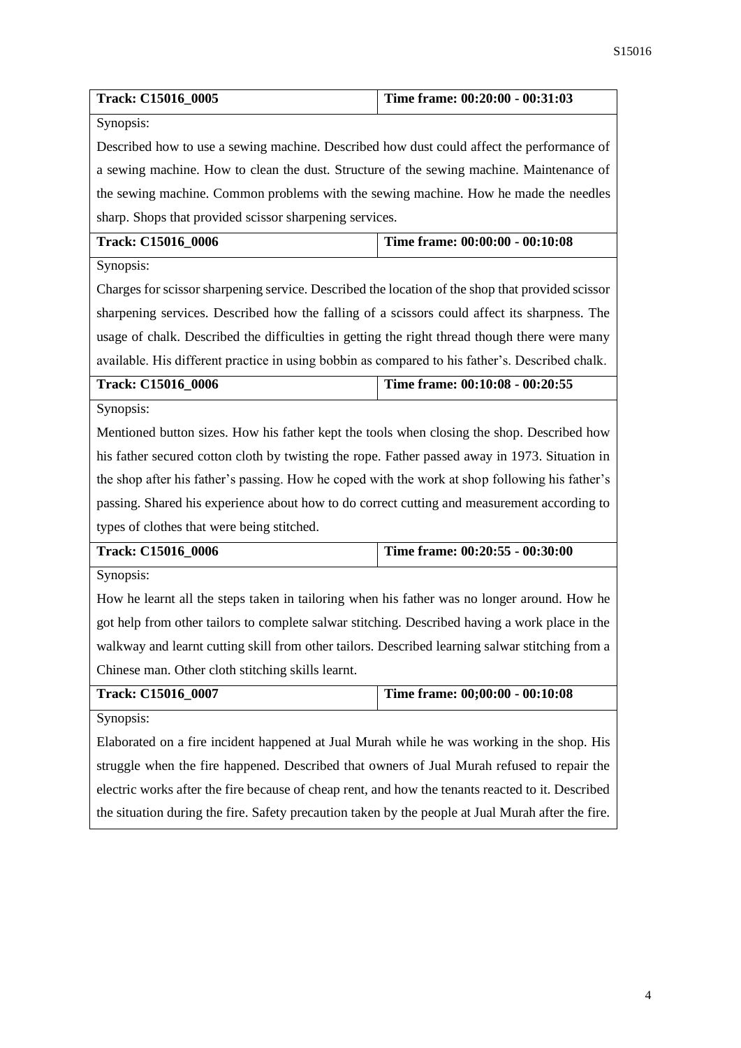| Track: C15016_0005 | Time frame: 00:20:00 - 00:31:03 |
|---|---|
| Synopsis: Described how to use a sewing machine. Described how dust could affect the performance of a sewing machine. How to clean the dust. Structure of the sewing machine. Maintenance of the sewing machine. Common problems with the sewing machine. How he made the needles sharp. Shops that provided scissor sharpening services. | |
| **Track: C15016_0006** | **Time frame: 00:00:00 - 00:10:08** |
| Synopsis: Charges for scissor sharpening service. Described the location of the shop that provided scissor sharpening services. Described how the falling of a scissors could affect its sharpness. The usage of chalk. Described the difficulties in getting the right thread though there were many available. His different practice in using bobbin as compared to his father's. Described chalk. | |
| **Track: C15016_0006** | **Time frame: 00:10:08 - 00:20:55** |
| Synopsis: Mentioned button sizes. How his father kept the tools when closing the shop. Described how his father secured cotton cloth by twisting the rope. Father passed away in 1973. Situation in the shop after his father's passing. How he coped with the work at shop following his father's passing. Shared his experience about how to do correct cutting and measurement according to types of clothes that were being stitched. | |
| **Track: C15016_0006** | **Time frame: 00:20:55 - 00:30:00** |
| Synopsis: How he learnt all the steps taken in tailoring when his father was no longer around. How he got help from other tailors to complete salwar stitching. Described having a work place in the walkway and learnt cutting skill from other tailors. Described learning salwar stitching from a Chinese man. Other cloth stitching skills learnt. | |
| **Track: C15016_0007** | **Time frame: 00;00:00 - 00:10:08** |
| Synopsis: Elaborated on a fire incident happened at Jual Murah while he was working in the shop. His struggle when the fire happened. Described that owners of Jual Murah refused to repair the electric works after the fire because of cheap rent, and how the tenants reacted to it. Described the situation during the fire. Safety precaution taken by the people at Jual Murah after the fire. | |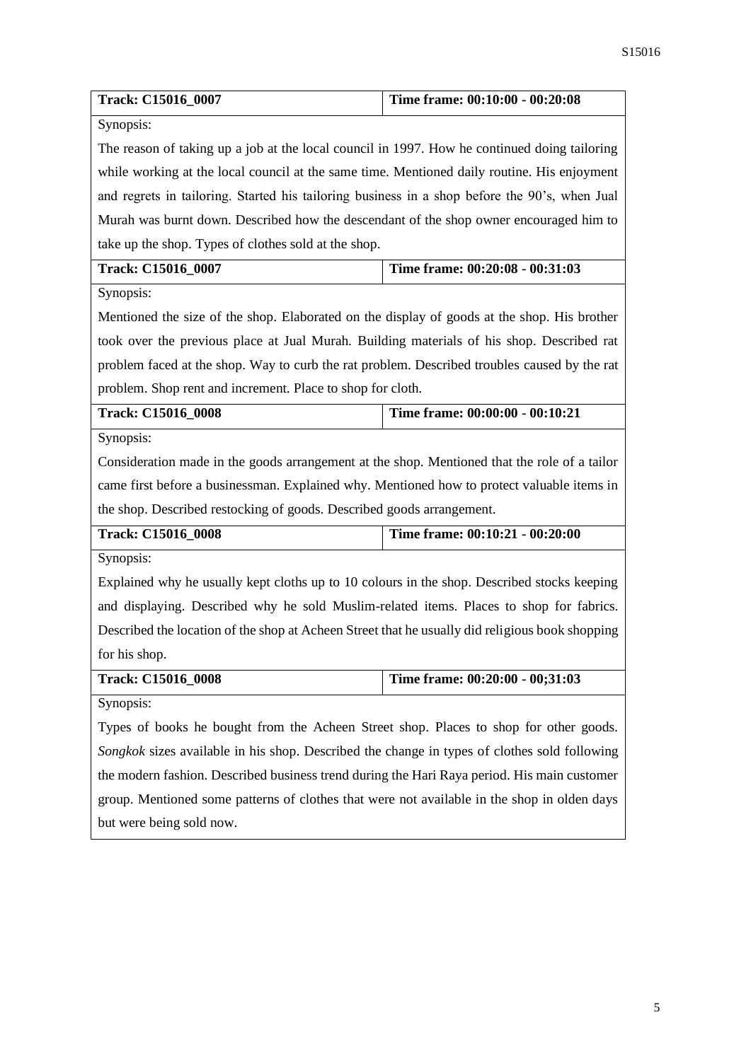| Track: C15016_0007 | Time frame: 00:10:00 - 00:20:08 |
|---|---|
| Synopsis: The reason of taking up a job at the local council in 1997. How he continued doing tailoring while working at the local council at the same time. Mentioned daily routine. His enjoyment and regrets in tailoring. Started his tailoring business in a shop before the 90's, when Jual Murah was burnt down. Described how the descendant of the shop owner encouraged him to take up the shop. Types of clothes sold at the shop. | |
| **Track: C15016_0007** | **Time frame: 00:20:08 - 00:31:03** |
| Synopsis: Mentioned the size of the shop. Elaborated on the display of goods at the shop. His brother took over the previous place at Jual Murah. Building materials of his shop. Described rat problem faced at the shop. Way to curb the rat problem. Described troubles caused by the rat problem. Shop rent and increment. Place to shop for cloth. | |
| **Track: C15016_0008** | **Time frame: 00:00:00 - 00:10:21** |
| Synopsis: Consideration made in the goods arrangement at the shop. Mentioned that the role of a tailor came first before a businessman. Explained why. Mentioned how to protect valuable items in the shop. Described restocking of goods. Described goods arrangement. | |
| **Track: C15016_0008** | **Time frame: 00:10:21 - 00:20:00** |
| Synopsis: Explained why he usually kept cloths up to 10 colours in the shop. Described stocks keeping and displaying. Described why he sold Muslim-related items. Places to shop for fabrics. Described the location of the shop at Acheen Street that he usually did religious book shopping for his shop. | |
| **Track: C15016_0008** | **Time frame: 00:20:00 - 00;31:03** |
| Synopsis: Types of books he bought from the Acheen Street shop. Places to shop for other goods. *Songkok* sizes available in his shop. Described the change in types of clothes sold following the modern fashion. Described business trend during the Hari Raya period. His main customer group. Mentioned some patterns of clothes that were not available in the shop in olden days but were being sold now. | |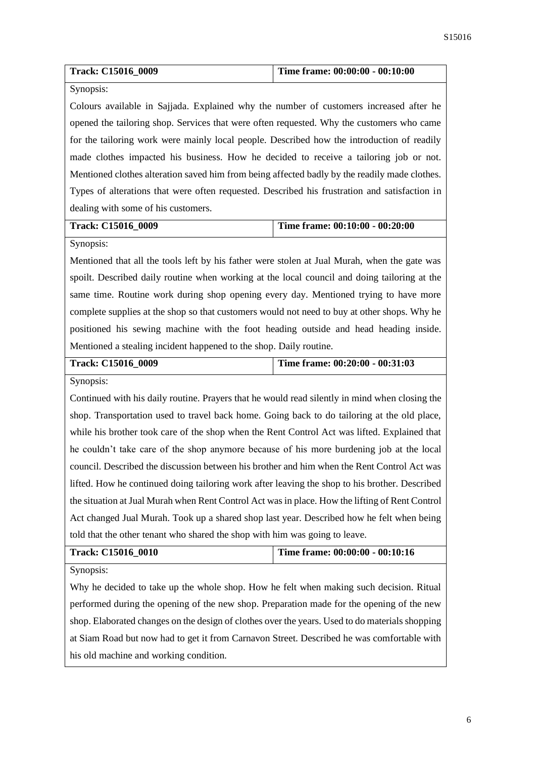| Track: C15016_0009 | Time frame: 00:00:00 - 00:10:00 |
|---|---|

Synopsis:

Colours available in Sajjada. Explained why the number of customers increased after he opened the tailoring shop. Services that were often requested. Why the customers who came for the tailoring work were mainly local people. Described how the introduction of readily made clothes impacted his business. How he decided to receive a tailoring job or not. Mentioned clothes alteration saved him from being affected badly by the readily made clothes. Types of alterations that were often requested. Described his frustration and satisfaction in dealing with some of his customers.

| Track: C15016_0009 | Time frame: 00:10:00 - 00:20:00 |
|---|---|

Synopsis:

Mentioned that all the tools left by his father were stolen at Jual Murah, when the gate was spoilt. Described daily routine when working at the local council and doing tailoring at the same time. Routine work during shop opening every day. Mentioned trying to have more complete supplies at the shop so that customers would not need to buy at other shops. Why he positioned his sewing machine with the foot heading outside and head heading inside. Mentioned a stealing incident happened to the shop. Daily routine.

| Track: C15016_0009 | Time frame: 00:20:00 - 00:31:03 |
|---|---|

Synopsis:

Continued with his daily routine. Prayers that he would read silently in mind when closing the shop. Transportation used to travel back home. Going back to do tailoring at the old place, while his brother took care of the shop when the Rent Control Act was lifted. Explained that he couldn't take care of the shop anymore because of his more burdening job at the local council. Described the discussion between his brother and him when the Rent Control Act was lifted. How he continued doing tailoring work after leaving the shop to his brother. Described the situation at Jual Murah when Rent Control Act was in place. How the lifting of Rent Control Act changed Jual Murah. Took up a shared shop last year. Described how he felt when being told that the other tenant who shared the shop with him was going to leave.

| Track: C15016_0010 | Time frame: 00:00:00 - 00:10:16 |
|---|---|

Synopsis:

Why he decided to take up the whole shop. How he felt when making such decision. Ritual performed during the opening of the new shop. Preparation made for the opening of the new shop. Elaborated changes on the design of clothes over the years. Used to do materials shopping at Siam Road but now had to get it from Carnavon Street. Described he was comfortable with his old machine and working condition.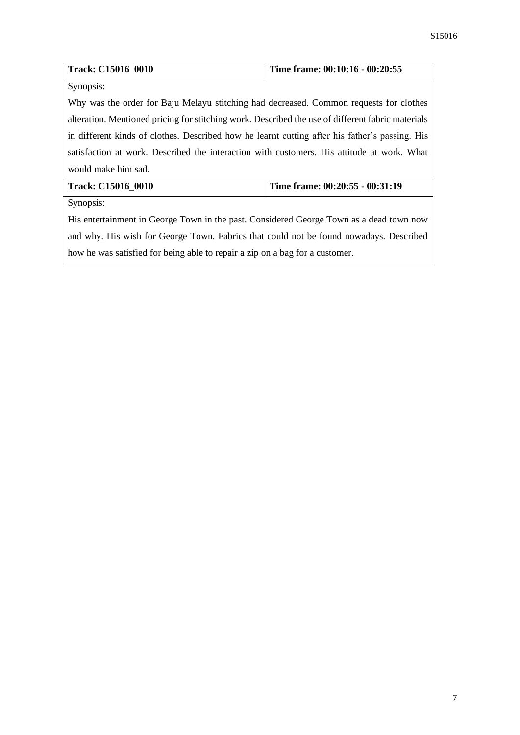| Track: C15016_0010 | Time frame: 00:10:16 - 00:20:55 |
|---|---|
| Synopsis: Why was the order for Baju Melayu stitching had decreased. Common requests for clothes alteration. Mentioned pricing for stitching work. Described the use of different fabric materials in different kinds of clothes. Described how he learnt cutting after his father's passing. His satisfaction at work. Described the interaction with customers. His attitude at work. What would make him sad. | |
| **Track: C15016_0010** | **Time frame: 00:20:55 - 00:31:19** |
| Synopsis: His entertainment in George Town in the past. Considered George Town as a dead town now and why. His wish for George Town. Fabrics that could not be found nowadays. Described how he was satisfied for being able to repair a zip on a bag for a customer. | |